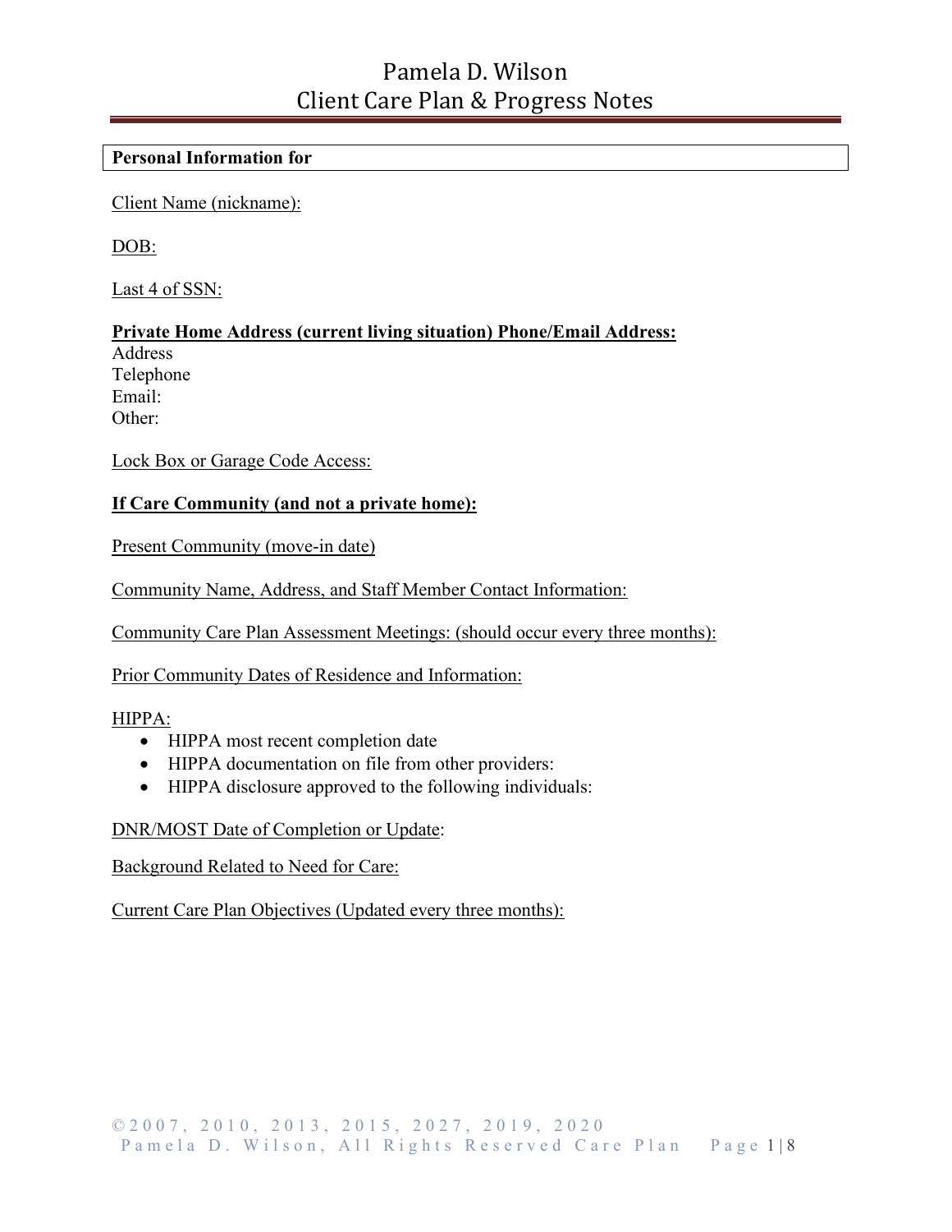# Pamela D. Wilson
# Client Care Plan & Progress Notes

**Personal Information for**

Client Name (nickname):

DOB:

Last 4 of SSN:

**Private Home Address (current living situation) Phone/Email Address:**
Address
Telephone
Email:
Other:

Lock Box or Garage Code Access:

**If Care Community (and not a private home):**

Present Community (move-in date)

Community Name, Address, and Staff Member Contact Information:

Community Care Plan Assessment Meetings: (should occur every three months):

Prior Community Dates of Residence and Information:

HIPPA:

- HIPPA most recent completion date
- HIPPA documentation on file from other providers:
- HIPPA disclosure approved to the following individuals:

DNR/MOST Date of Completion or Update:

Background Related to Need for Care:

Current Care Plan Objectives (Updated every three months):

©2007, 2010, 2013, 2015, 2027, 2019, 2020
Pamela D. Wilson, All Rights Reserved Care Plan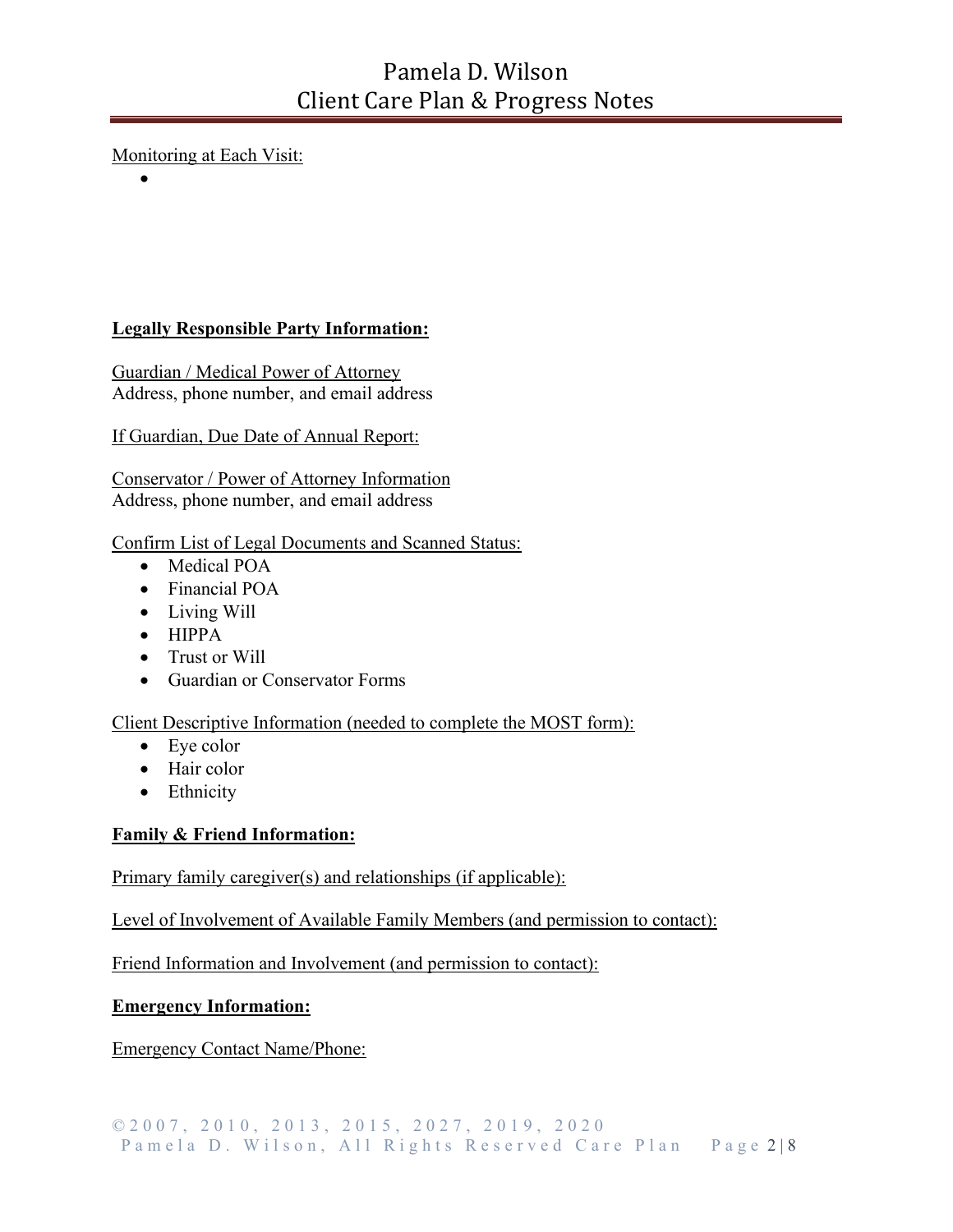Monitoring at Each Visit:

- 

**Legally Responsible Party Information:**

Guardian / Medical Power of Attorney
Address, phone number, and email address

If Guardian, Due Date of Annual Report:

Conservator / Power of Attorney Information
Address, phone number, and email address

Confirm List of Legal Documents and Scanned Status:

- Medical POA
- Financial POA
- Living Will
- HIPPA
- Trust or Will
- Guardian or Conservator Forms

Client Descriptive Information (needed to complete the MOST form):

- Eye color
- Hair color
- Ethnicity

**Family & Friend Information:**

Primary family caregiver(s) and relationships (if applicable):

Level of Involvement of Available Family Members (and permission to contact):

Friend Information and Involvement (and permission to contact):

**Emergency Information:**

Emergency Contact Name/Phone: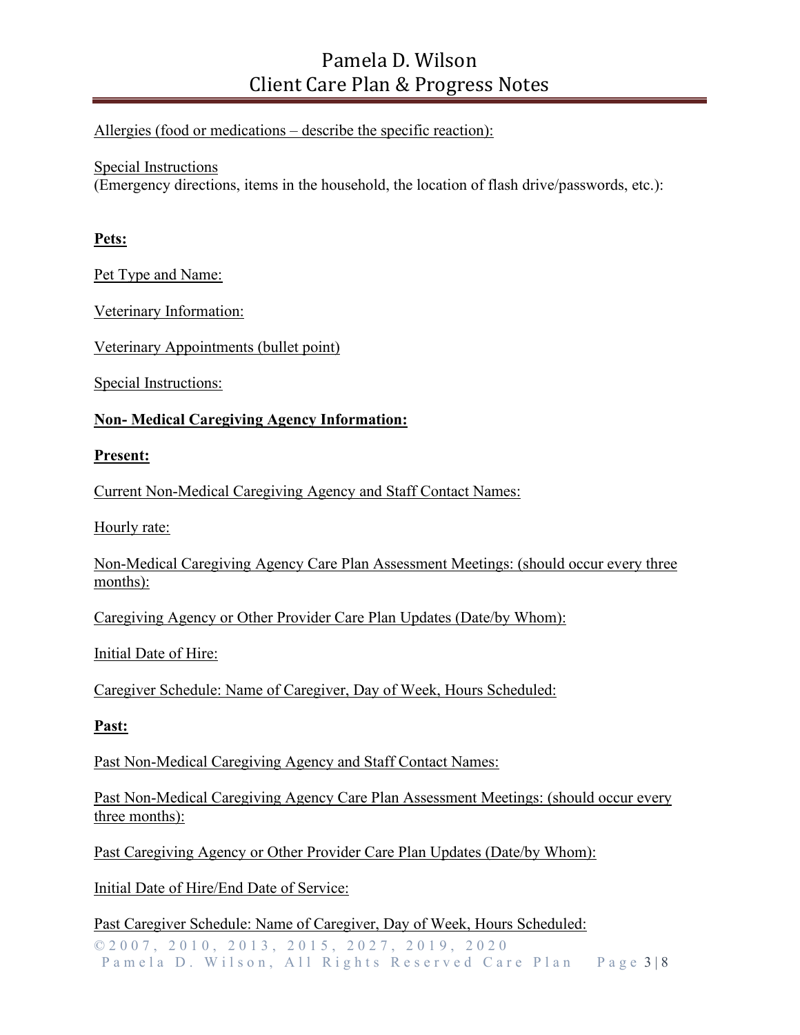Allergies (food or medications – describe the specific reaction):

Special Instructions
(Emergency directions, items in the household, the location of flash drive/passwords, etc.):

**Pets:**

Pet Type and Name:

Veterinary Information:

Veterinary Appointments (bullet point)

Special Instructions:

**Non- Medical Caregiving Agency Information:**

**Present:**

Current Non-Medical Caregiving Agency and Staff Contact Names:

Hourly rate:

Non-Medical Caregiving Agency Care Plan Assessment Meetings: (should occur every three months):

Caregiving Agency or Other Provider Care Plan Updates (Date/by Whom):

Initial Date of Hire:

Caregiver Schedule: Name of Caregiver, Day of Week, Hours Scheduled:

**Past:**

Past Non-Medical Caregiving Agency and Staff Contact Names:

Past Non-Medical Caregiving Agency Care Plan Assessment Meetings: (should occur every three months):

Past Caregiving Agency or Other Provider Care Plan Updates (Date/by Whom):

Initial Date of Hire/End Date of Service:

Past Caregiver Schedule: Name of Caregiver, Day of Week, Hours Scheduled: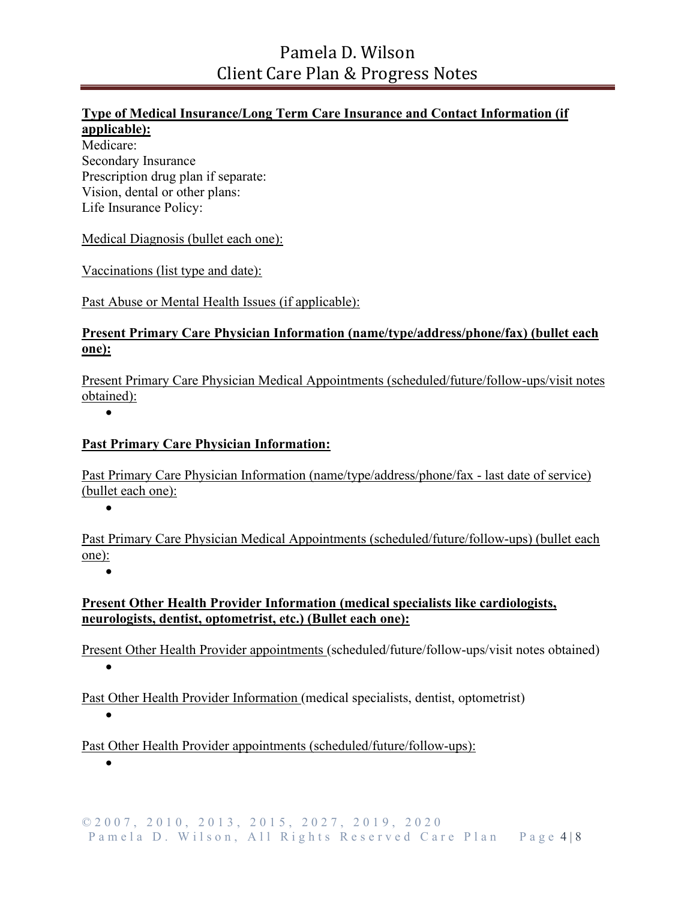**Type of Medical Insurance/Long Term Care Insurance and Contact Information (if applicable):**

Medicare:
Secondary Insurance
Prescription drug plan if separate:
Vision, dental or other plans:
Life Insurance Policy:

Medical Diagnosis (bullet each one):

Vaccinations (list type and date):

Past Abuse or Mental Health Issues (if applicable):

**Present Primary Care Physician Information (name/type/address/phone/fax) (bullet each one):**

Present Primary Care Physician Medical Appointments (scheduled/future/follow-ups/visit notes obtained):

- 

**Past Primary Care Physician Information:**

Past Primary Care Physician Information (name/type/address/phone/fax - last date of service) (bullet each one):

- 

Past Primary Care Physician Medical Appointments (scheduled/future/follow-ups) (bullet each one):

- 

**Present Other Health Provider Information (medical specialists like cardiologists, neurologists, dentist, optometrist, etc.) (Bullet each one):**

Present Other Health Provider appointments (scheduled/future/follow-ups/visit notes obtained)

- 

Past Other Health Provider Information (medical specialists, dentist, optometrist)

- 

Past Other Health Provider appointments (scheduled/future/follow-ups):

-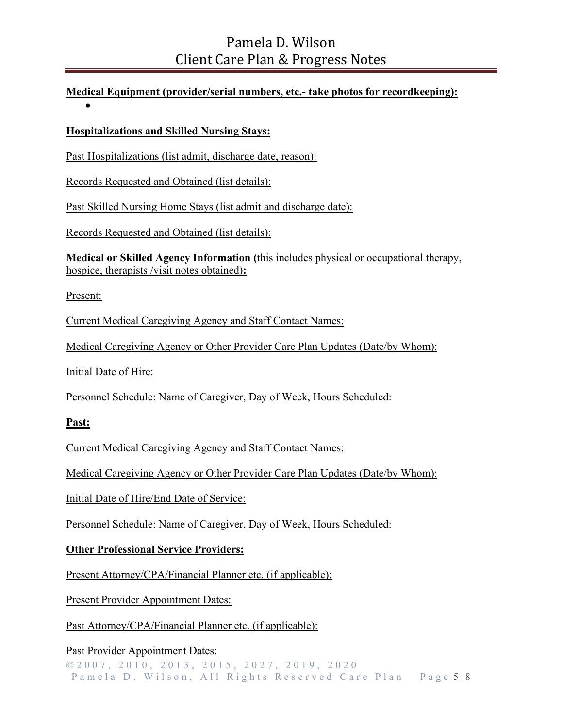**Medical Equipment (provider/serial numbers, etc.- take photos for recordkeeping):**

- 

**Hospitalizations and Skilled Nursing Stays:**

Past Hospitalizations (list admit, discharge date, reason):

Records Requested and Obtained (list details):

Past Skilled Nursing Home Stays (list admit and discharge date):

Records Requested and Obtained (list details):

**Medical or Skilled Agency Information (**this includes physical or occupational therapy, hospice, therapists /visit notes obtained)**:**

Present:

Current Medical Caregiving Agency and Staff Contact Names:

Medical Caregiving Agency or Other Provider Care Plan Updates (Date/by Whom):

Initial Date of Hire:

Personnel Schedule: Name of Caregiver, Day of Week, Hours Scheduled:

**Past:**

Current Medical Caregiving Agency and Staff Contact Names:

Medical Caregiving Agency or Other Provider Care Plan Updates (Date/by Whom):

Initial Date of Hire/End Date of Service:

Personnel Schedule: Name of Caregiver, Day of Week, Hours Scheduled:

**Other Professional Service Providers:**

Present Attorney/CPA/Financial Planner etc. (if applicable):

Present Provider Appointment Dates:

Past Attorney/CPA/Financial Planner etc. (if applicable):

Past Provider Appointment Dates: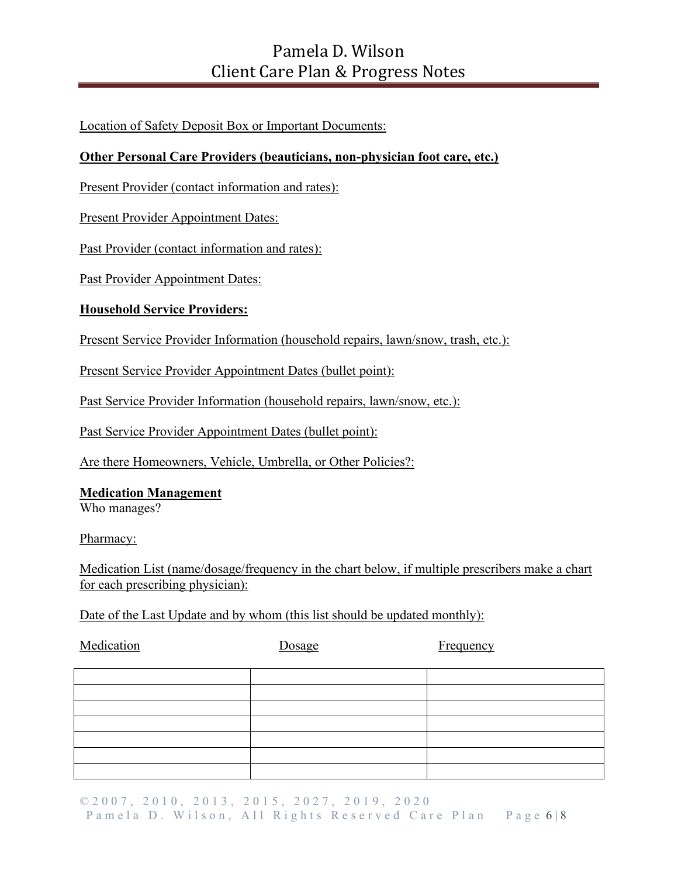Location of Safety Deposit Box or Important Documents:

**Other Personal Care Providers (beauticians, non-physician foot care, etc.)**

Present Provider (contact information and rates):

Present Provider Appointment Dates:

Past Provider (contact information and rates):

Past Provider Appointment Dates:

**Household Service Providers:**

Present Service Provider Information (household repairs, lawn/snow, trash, etc.):

Present Service Provider Appointment Dates (bullet point):

Past Service Provider Information (household repairs, lawn/snow, etc.):

Past Service Provider Appointment Dates (bullet point):

Are there Homeowners, Vehicle, Umbrella, or Other Policies?:

**Medication Management**

Who manages?

Pharmacy:

Medication List (name/dosage/frequency in the chart below, if multiple prescribers make a chart for each prescribing physician):

Date of the Last Update and by whom (this list should be updated monthly):

| Medication | Dosage | Frequency |
|---|---|---|
| | | |
| | | |
| | | |
| | | |
| | | |
| | | |
| | | |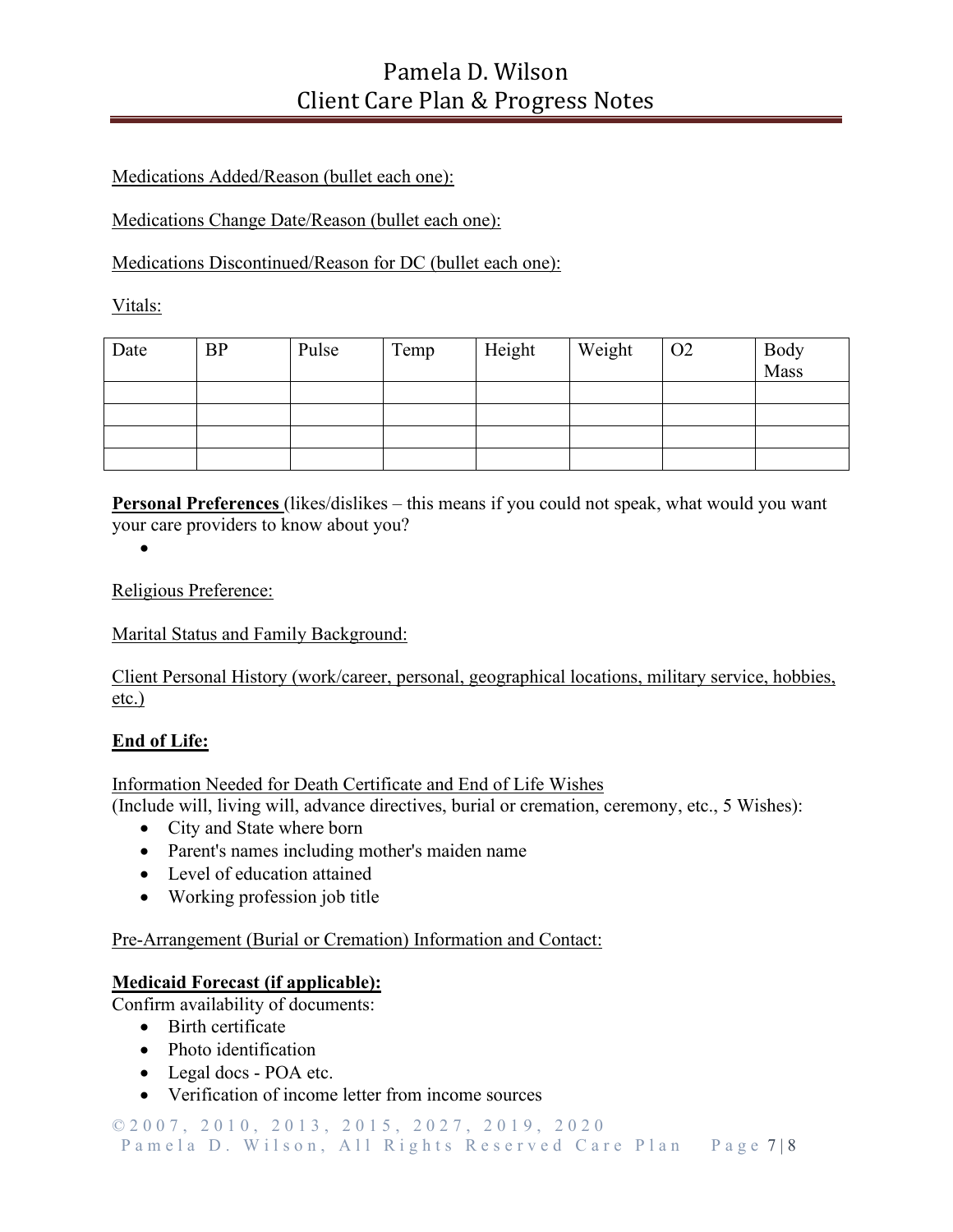<u>Medications Added/Reason (bullet each one):</u>

<u>Medications Change Date/Reason (bullet each one):</u>

<u>Medications Discontinued/Reason for DC (bullet each one):</u>

<u>Vitals:</u>

| Date | BP | Pulse | Temp | Height | Weight | O2 | Body Mass |
|---|---|---|---|---|---|---|---|
| | | | | | | | |
| | | | | | | | |
| | | | | | | | |
| | | | | | | | |

**<u>Personal Preferences</u>** (likes/dislikes – this means if you could not speak, what would you want your care providers to know about you?

- 

<u>Religious Preference:</u>

<u>Marital Status and Family Background:</u>

<u>Client Personal History (work/career, personal, geographical locations, military service, hobbies, etc.)</u>

**<u>End of Life:</u>**

<u>Information Needed for Death Certificate and End of Life Wishes</u>
(Include will, living will, advance directives, burial or cremation, ceremony, etc., 5 Wishes):

- City and State where born
- Parent's names including mother's maiden name
- Level of education attained
- Working profession job title

<u>Pre-Arrangement (Burial or Cremation) Information and Contact:</u>

**<u>Medicaid Forecast (if applicable):</u>**
Confirm availability of documents:

- Birth certificate
- Photo identification
- Legal docs - POA etc.
- Verification of income letter from income sources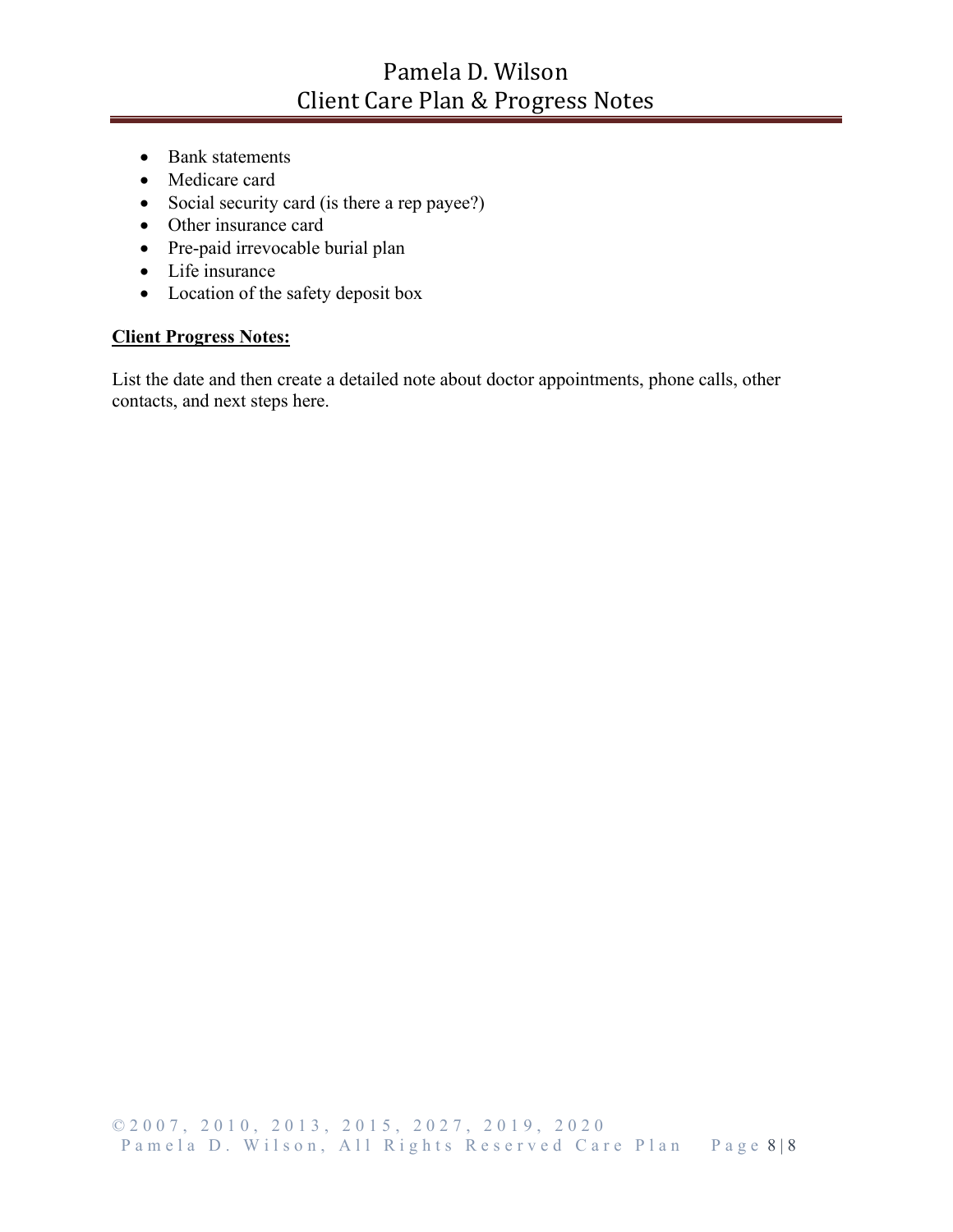- Bank statements
- Medicare card
- Social security card (is there a rep payee?)
- Other insurance card
- Pre-paid irrevocable burial plan
- Life insurance
- Location of the safety deposit box

**Client Progress Notes:**

List the date and then create a detailed note about doctor appointments, phone calls, other contacts, and next steps here.